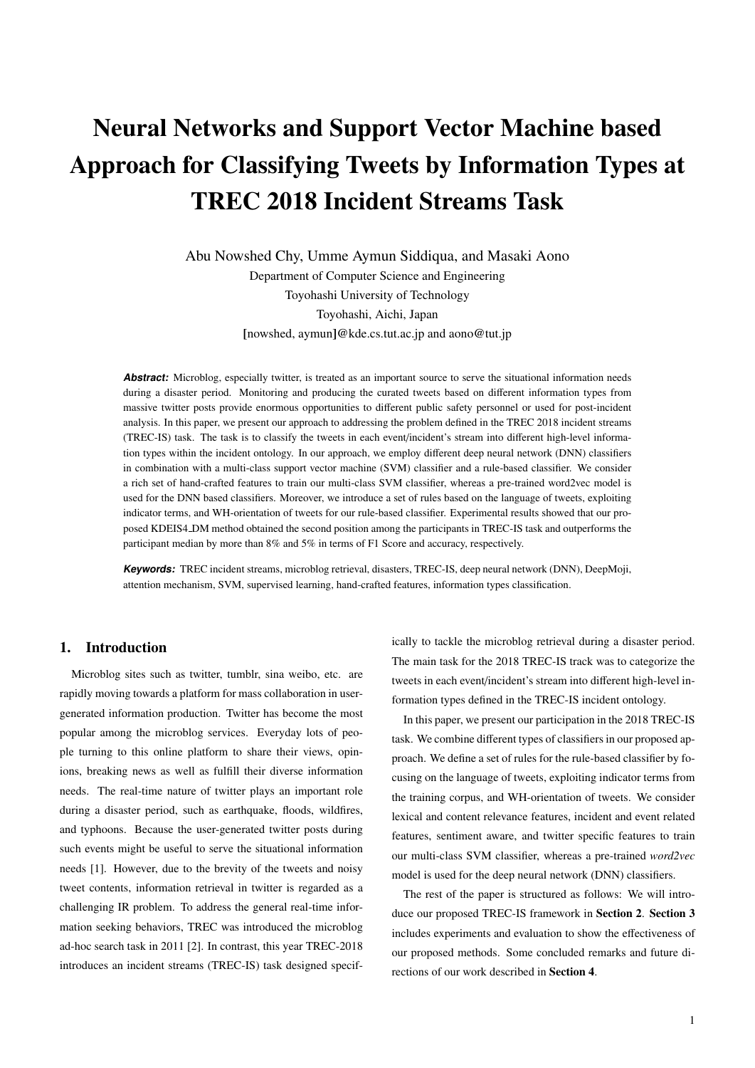# Neural Networks and Support Vector Machine based Approach for Classifying Tweets by Information Types at TREC 2018 Incident Streams Task

Abu Nowshed Chy, Umme Aymun Siddiqua, and Masaki Aono

Department of Computer Science and Engineering

Toyohashi University of Technology

Toyohashi, Aichi, Japan

[nowshed, aymun]@kde.cs.tut.ac.jp and aono@tut.jp

***Abstract:*** Microblog, especially twitter, is treated as an important source to serve the situational information needs during a disaster period. Monitoring and producing the curated tweets based on different information types from massive twitter posts provide enormous opportunities to different public safety personnel or used for post-incident analysis. In this paper, we present our approach to addressing the problem defined in the TREC 2018 incident streams (TREC-IS) task. The task is to classify the tweets in each event/incident's stream into different high-level information types within the incident ontology. In our approach, we employ different deep neural network (DNN) classifiers in combination with a multi-class support vector machine (SVM) classifier and a rule-based classifier. We consider a rich set of hand-crafted features to train our multi-class SVM classifier, whereas a pre-trained word2vec model is used for the DNN based classifiers. Moreover, we introduce a set of rules based on the language of tweets, exploiting indicator terms, and WH-orientation of tweets for our rule-based classifier. Experimental results showed that our proposed KDEIS4_DM method obtained the second position among the participants in TREC-IS task and outperforms the participant median by more than 8% and 5% in terms of F1 Score and accuracy, respectively.

***Keywords:*** TREC incident streams, microblog retrieval, disasters, TREC-IS, deep neural network (DNN), DeepMoji, attention mechanism, SVM, supervised learning, hand-crafted features, information types classification.

## 1. Introduction

Microblog sites such as twitter, tumblr, sina weibo, etc. are rapidly moving towards a platform for mass collaboration in user-generated information production. Twitter has become the most popular among the microblog services. Everyday lots of people turning to this online platform to share their views, opinions, breaking news as well as fulfill their diverse information needs. The real-time nature of twitter plays an important role during a disaster period, such as earthquake, floods, wildfires, and typhoons. Because the user-generated twitter posts during such events might be useful to serve the situational information needs [1]. However, due to the brevity of the tweets and noisy tweet contents, information retrieval in twitter is regarded as a challenging IR problem. To address the general real-time information seeking behaviors, TREC was introduced the microblog ad-hoc search task in 2011 [2]. In contrast, this year TREC-2018 introduces an incident streams (TREC-IS) task designed specifically to tackle the microblog retrieval during a disaster period. The main task for the 2018 TREC-IS track was to categorize the tweets in each event/incident's stream into different high-level information types defined in the TREC-IS incident ontology.

In this paper, we present our participation in the 2018 TREC-IS task. We combine different types of classifiers in our proposed approach. We define a set of rules for the rule-based classifier by focusing on the language of tweets, exploiting indicator terms from the training corpus, and WH-orientation of tweets. We consider lexical and content relevance features, incident and event related features, sentiment aware, and twitter specific features to train our multi-class SVM classifier, whereas a pre-trained *word2vec* model is used for the deep neural network (DNN) classifiers.

The rest of the paper is structured as follows: We will introduce our proposed TREC-IS framework in **Section 2**. **Section 3** includes experiments and evaluation to show the effectiveness of our proposed methods. Some concluded remarks and future directions of our work described in **Section 4**.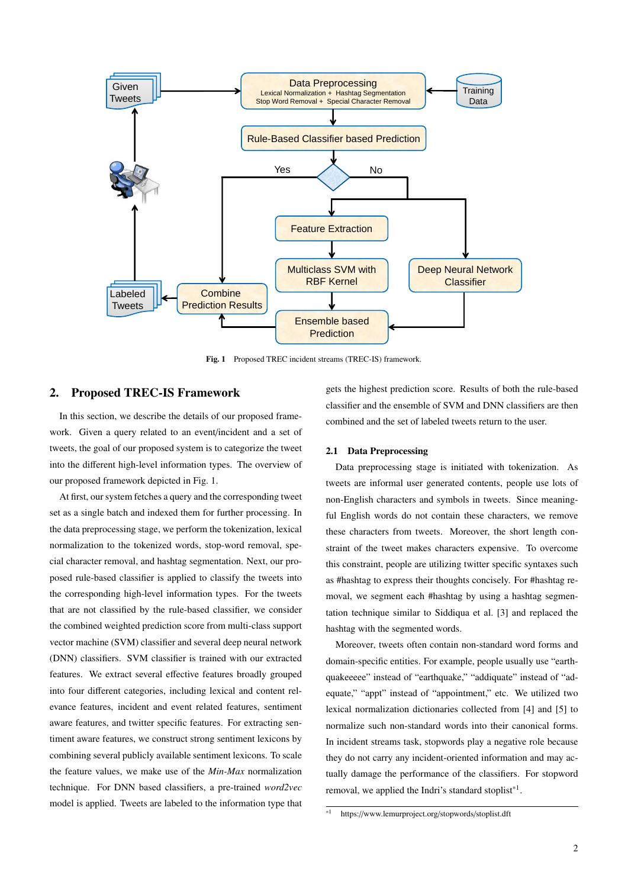Fig. 1 Proposed TREC incident streams (TREC-IS) framework.

## 2. Proposed TREC-IS Framework

In this section, we describe the details of our proposed framework. Given a query related to an event/incident and a set of tweets, the goal of our proposed system is to categorize the tweet into the different high-level information types. The overview of our proposed framework depicted in Fig. 1.

At first, our system fetches a query and the corresponding tweet set as a single batch and indexed them for further processing. In the data preprocessing stage, we perform the tokenization, lexical normalization to the tokenized words, stop-word removal, special character removal, and hashtag segmentation. Next, our proposed rule-based classifier is applied to classify the tweets into the corresponding high-level information types. For the tweets that are not classified by the rule-based classifier, we consider the combined weighted prediction score from multi-class support vector machine (SVM) classifier and several deep neural network (DNN) classifiers. SVM classifier is trained with our extracted features. We extract several effective features broadly grouped into four different categories, including lexical and content relevance features, incident and event related features, sentiment aware features, and twitter specific features. For extracting sentiment aware features, we construct strong sentiment lexicons by combining several publicly available sentiment lexicons. To scale the feature values, we make use of the *Min-Max* normalization technique. For DNN based classifiers, a pre-trained *word2vec* model is applied. Tweets are labeled to the information type that gets the highest prediction score. Results of both the rule-based classifier and the ensemble of SVM and DNN classifiers are then combined and the set of labeled tweets return to the user.

### 2.1 Data Preprocessing

Data preprocessing stage is initiated with tokenization. As tweets are informal user generated contents, people use lots of non-English characters and symbols in tweets. Since meaningful English words do not contain these characters, we remove these characters from tweets. Moreover, the short length constraint of the tweet makes characters expensive. To overcome this constraint, people are utilizing twitter specific syntaxes such as #hashtag to express their thoughts concisely. For #hashtag removal, we segment each #hashtag by using a hashtag segmentation technique similar to Siddiqua et al. [3] and replaced the hashtag with the segmented words.

Moreover, tweets often contain non-standard word forms and domain-specific entities. For example, people usually use "earthquakeeee" instead of "earthquake," "addiquate" instead of "adequate," "appt" instead of "appointment," etc. We utilized two lexical normalization dictionaries collected from [4] and [5] to normalize such non-standard words into their canonical forms. In incident streams task, stopwords play a negative role because they do not carry any incident-oriented information and may actually damage the performance of the classifiers. For stopword removal, we applied the Indri's standard stoplist[*1].

[*1] https://www.lemurproject.org/stopwords/stoplist.dft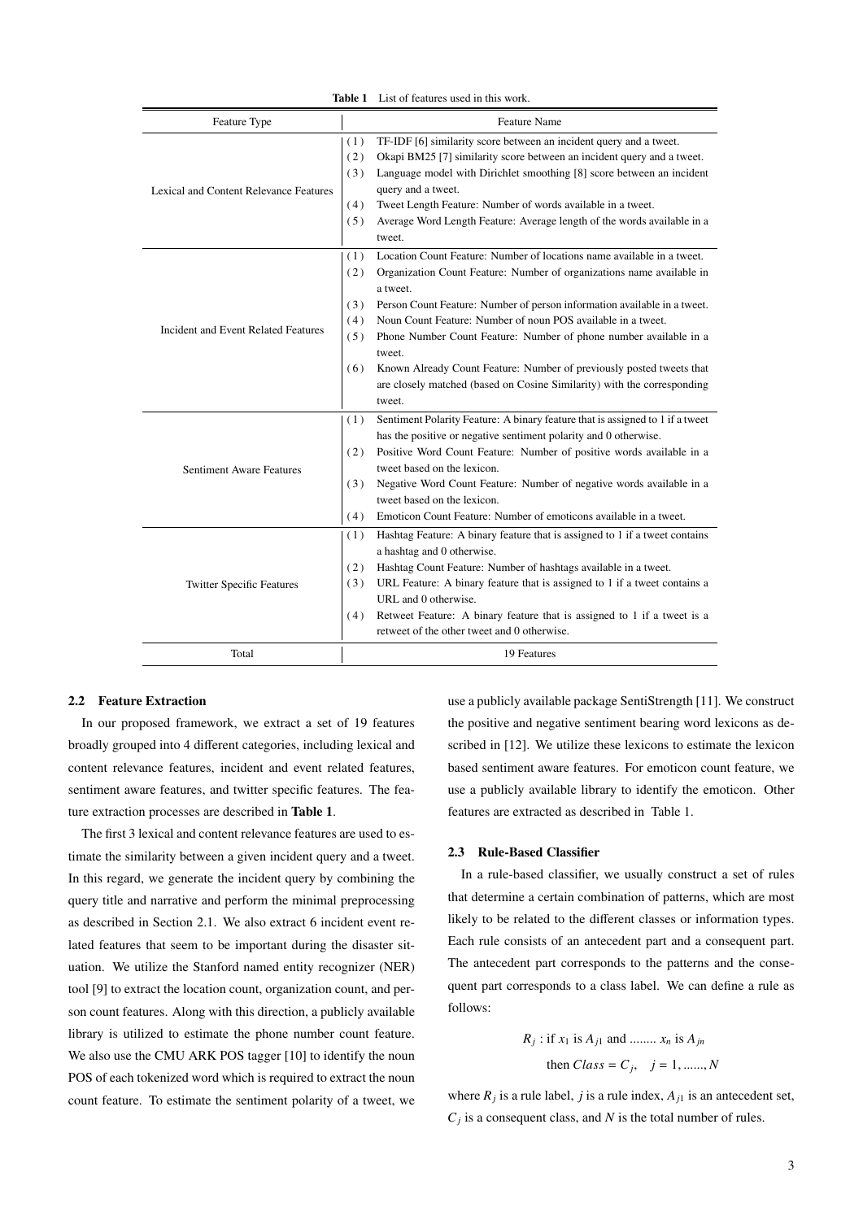**Table 1** List of features used in this work.

| Feature Type | Feature Name |
|---|---|
| Lexical and Content Relevance Features | (1) TF-IDF [6] similarity score between an incident query and a tweet.<br>(2) Okapi BM25 [7] similarity score between an incident query and a tweet.<br>(3) Language model with Dirichlet smoothing [8] score between an incident query and a tweet.<br>(4) Tweet Length Feature: Number of words available in a tweet.<br>(5) Average Word Length Feature: Average length of the words available in a tweet. |
| Incident and Event Related Features | (1) Location Count Feature: Number of locations name available in a tweet.<br>(2) Organization Count Feature: Number of organizations name available in a tweet.<br>(3) Person Count Feature: Number of person information available in a tweet.<br>(4) Noun Count Feature: Number of noun POS available in a tweet.<br>(5) Phone Number Count Feature: Number of phone number available in a tweet.<br>(6) Known Already Count Feature: Number of previously posted tweets that are closely matched (based on Cosine Similarity) with the corresponding tweet. |
| Sentiment Aware Features | (1) Sentiment Polarity Feature: A binary feature that is assigned to 1 if a tweet has the positive or negative sentiment polarity and 0 otherwise.<br>(2) Positive Word Count Feature: Number of positive words available in a tweet based on the lexicon.<br>(3) Negative Word Count Feature: Number of negative words available in a tweet based on the lexicon.<br>(4) Emoticon Count Feature: Number of emoticons available in a tweet. |
| Twitter Specific Features | (1) Hashtag Feature: A binary feature that is assigned to 1 if a tweet contains a hashtag and 0 otherwise.<br>(2) Hashtag Count Feature: Number of hashtags available in a tweet.<br>(3) URL Feature: A binary feature that is assigned to 1 if a tweet contains a URL and 0 otherwise.<br>(4) Retweet Feature: A binary feature that is assigned to 1 if a tweet is a retweet of the other tweet and 0 otherwise. |
| Total | 19 Features |

### 2.2 Feature Extraction

In our proposed framework, we extract a set of 19 features broadly grouped into 4 different categories, including lexical and content relevance features, incident and event related features, sentiment aware features, and twitter specific features. The feature extraction processes are described in **Table 1**.

The first 3 lexical and content relevance features are used to estimate the similarity between a given incident query and a tweet. In this regard, we generate the incident query by combining the query title and narrative and perform the minimal preprocessing as described in Section 2.1. We also extract 6 incident event related features that seem to be important during the disaster situation. We utilize the Stanford named entity recognizer (NER) tool [9] to extract the location count, organization count, and person count features. Along with this direction, a publicly available library is utilized to estimate the phone number count feature. We also use the CMU ARK POS tagger [10] to identify the noun POS of each tokenized word which is required to extract the noun count feature. To estimate the sentiment polarity of a tweet, we use a publicly available package SentiStrength [11]. We construct the positive and negative sentiment bearing word lexicons as described in [12]. We utilize these lexicons to estimate the lexicon based sentiment aware features. For emoticon count feature, we use a publicly available library to identify the emoticon. Other features are extracted as described in Table 1.

### 2.3 Rule-Based Classifier

In a rule-based classifier, we usually construct a set of rules that determine a certain combination of patterns, which are most likely to be related to the different classes or information types. Each rule consists of an antecedent part and a consequent part. The antecedent part corresponds to the patterns and the consequent part corresponds to a class label. We can define a rule as follows:

$$R_j : \text{if } x_1 \text{ is } A_{j1} \text{ and ........ } x_n \text{ is } A_{jn}$$
$$\text{then } Class = C_j, \quad j = 1, ......, N$$

where $R_j$ is a rule label, $j$ is a rule index, $A_{j1}$ is an antecedent set, $C_j$ is a consequent class, and $N$ is the total number of rules.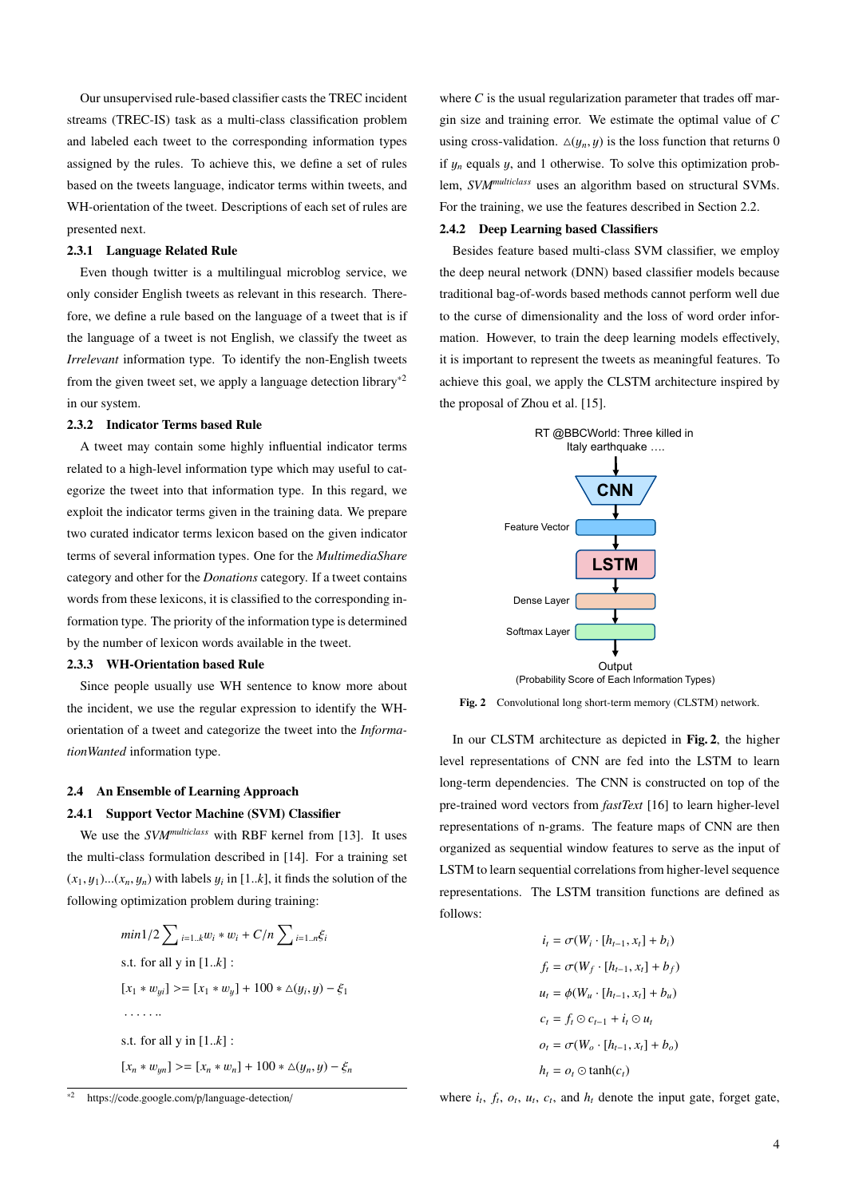Our unsupervised rule-based classifier casts the TREC incident streams (TREC-IS) task as a multi-class classification problem and labeled each tweet to the corresponding information types assigned by the rules. To achieve this, we define a set of rules based on the tweets language, indicator terms within tweets, and WH-orientation of the tweet. Descriptions of each set of rules are presented next.

#### 2.3.1 Language Related Rule

Even though twitter is a multilingual microblog service, we only consider English tweets as relevant in this research. Therefore, we define a rule based on the language of a tweet that is if the language of a tweet is not English, we classify the tweet as *Irrelevant* information type. To identify the non-English tweets from the given tweet set, we apply a language detection library[*2] in our system.

#### 2.3.2 Indicator Terms based Rule

A tweet may contain some highly influential indicator terms related to a high-level information type which may useful to categorize the tweet into that information type. In this regard, we exploit the indicator terms given in the training data. We prepare two curated indicator terms lexicon based on the given indicator terms of several information types. One for the *MultimediaShare* category and other for the *Donations* category. If a tweet contains words from these lexicons, it is classified to the corresponding information type. The priority of the information type is determined by the number of lexicon words available in the tweet.

#### 2.3.3 WH-Orientation based Rule

Since people usually use WH sentence to know more about the incident, we use the regular expression to identify the WH-orientation of a tweet and categorize the tweet into the *InformationWanted* information type.

### 2.4 An Ensemble of Learning Approach

#### 2.4.1 Support Vector Machine (SVM) Classifier

We use the $SVM^{multiclass}$ with RBF kernel from [13]. It uses the multi-class formulation described in [14]. For a training set $(x_1, y_1)...(x_n, y_n)$ with labels $y_i$ in $[1..k]$, it finds the solution of the following optimization problem during training:

$$min 1/2 \sum_{i=1..k} w_i * w_i + C/n \sum_{i=1..n} \xi_i$$

s.t. for all y in $[1..k]$ :

$$[x_1 * w_{y1}] >= [x_1 * w_y] + 100 * \triangle(y_1, y) - \xi_1$$

$$\ldots\ldots$$

s.t. for all y in $[1..k]$ :

$$[x_n * w_{yn}] >= [x_n * w_n] + 100 * \triangle(y_n, y) - \xi_n$$

where $C$ is the usual regularization parameter that trades off margin size and training error. We estimate the optimal value of $C$ using cross-validation. $\triangle(y_n, y)$ is the loss function that returns 0 if $y_n$ equals $y$, and 1 otherwise. To solve this optimization problem, $SVM^{multiclass}$ uses an algorithm based on structural SVMs. For the training, we use the features described in Section 2.2.

#### 2.4.2 Deep Learning based Classifiers

Besides feature based multi-class SVM classifier, we employ the deep neural network (DNN) based classifier models because traditional bag-of-words based methods cannot perform well due to the curse of dimensionality and the loss of word order information. However, to train the deep learning models effectively, it is important to represent the tweets as meaningful features. To achieve this goal, we apply the CLSTM architecture inspired by the proposal of Zhou et al. [15].

RT @BBCWorld: Three killed in Italy earthquake ….

CNN

Feature Vector

LSTM

Dense Layer

Softmax Layer

Output
(Probability Score of Each Information Types)

**Fig. 2** Convolutional long short-term memory (CLSTM) network.

In our CLSTM architecture as depicted in **Fig. 2**, the higher level representations of CNN are fed into the LSTM to learn long-term dependencies. The CNN is constructed on top of the pre-trained word vectors from *fastText* [16] to learn higher-level representations of n-grams. The feature maps of CNN are then organized as sequential window features to serve as the input of LSTM to learn sequential correlations from higher-level sequence representations. The LSTM transition functions are defined as follows:

$$i_t = \sigma(W_i \cdot [h_{t-1}, x_t] + b_i)$$

$$f_t = \sigma(W_f \cdot [h_{t-1}, x_t] + b_f)$$

$$u_t = \phi(W_u \cdot [h_{t-1}, x_t] + b_u)$$

$$c_t = f_t \odot c_{t-1} + i_t \odot u_t$$

$$o_t = \sigma(W_o \cdot [h_{t-1}, x_t] + b_o)$$

$$h_t = o_t \odot \tanh(c_t)$$

where $i_t$, $f_t$, $o_t$, $u_t$, $c_t$, and $h_t$ denote the input gate, forget gate,

---

[*2] https://code.google.com/p/language-detection/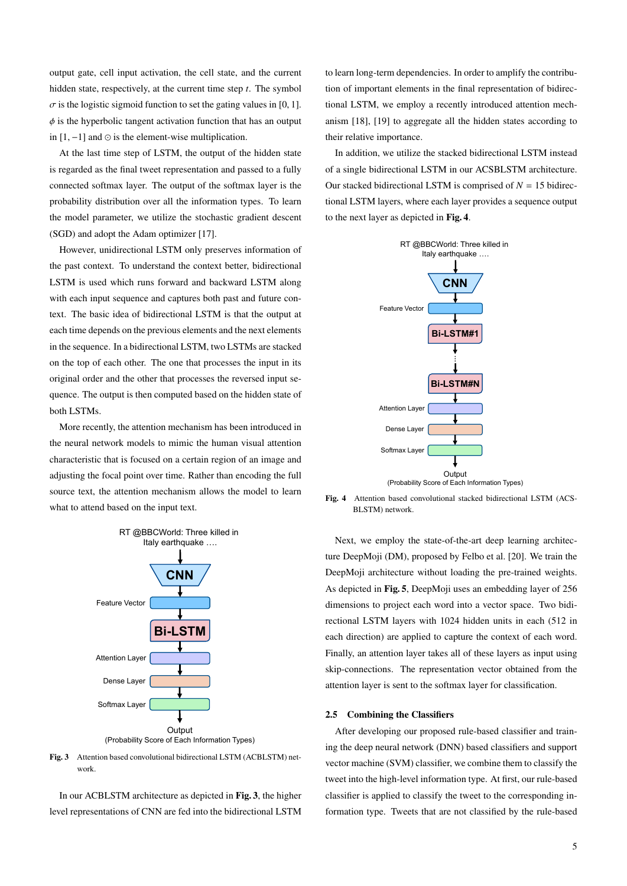output gate, cell input activation, the cell state, and the current hidden state, respectively, at the current time step $t$. The symbol $\sigma$ is the logistic sigmoid function to set the gating values in [0, 1]. $\phi$ is the hyperbolic tangent activation function that has an output in $[1, -1]$ and $\odot$ is the element-wise multiplication.

At the last time step of LSTM, the output of the hidden state is regarded as the final tweet representation and passed to a fully connected softmax layer. The output of the softmax layer is the probability distribution over all the information types. To learn the model parameter, we utilize the stochastic gradient descent (SGD) and adopt the Adam optimizer [17].

However, unidirectional LSTM only preserves information of the past context. To understand the context better, bidirectional LSTM is used which runs forward and backward LSTM along with each input sequence and captures both past and future context. The basic idea of bidirectional LSTM is that the output at each time depends on the previous elements and the next elements in the sequence. In a bidirectional LSTM, two LSTMs are stacked on the top of each other. The one that processes the input in its original order and the other that processes the reversed input sequence. The output is then computed based on the hidden state of both LSTMs.

More recently, the attention mechanism has been introduced in the neural network models to mimic the human visual attention characteristic that is focused on a certain region of an image and adjusting the focal point over time. Rather than encoding the full source text, the attention mechanism allows the model to learn what to attend based on the input text.

**Fig. 3** Attention based convolutional bidirectional LSTM (ACBLSTM) network.

In our ACBLSTM architecture as depicted in **Fig. 3**, the higher level representations of CNN are fed into the bidirectional LSTM to learn long-term dependencies. In order to amplify the contribution of important elements in the final representation of bidirectional LSTM, we employ a recently introduced attention mechanism [18], [19] to aggregate all the hidden states according to their relative importance.

In addition, we utilize the stacked bidirectional LSTM instead of a single bidirectional LSTM in our ACSBLSTM architecture. Our stacked bidirectional LSTM is comprised of $N = 15$ bidirectional LSTM layers, where each layer provides a sequence output to the next layer as depicted in **Fig. 4**.

**Fig. 4** Attention based convolutional stacked bidirectional LSTM (ACSBLSTM) network.

Next, we employ the state-of-the-art deep learning architecture DeepMoji (DM), proposed by Felbo et al. [20]. We train the DeepMoji architecture without loading the pre-trained weights. As depicted in **Fig. 5**, DeepMoji uses an embedding layer of 256 dimensions to project each word into a vector space. Two bidirectional LSTM layers with 1024 hidden units in each (512 in each direction) are applied to capture the context of each word. Finally, an attention layer takes all of these layers as input using skip-connections. The representation vector obtained from the attention layer is sent to the softmax layer for classification.

### 2.5 Combining the Classifiers

After developing our proposed rule-based classifier and training the deep neural network (DNN) based classifiers and support vector machine (SVM) classifier, we combine them to classify the tweet into the high-level information type. At first, our rule-based classifier is applied to classify the tweet to the corresponding information type. Tweets that are not classified by the rule-based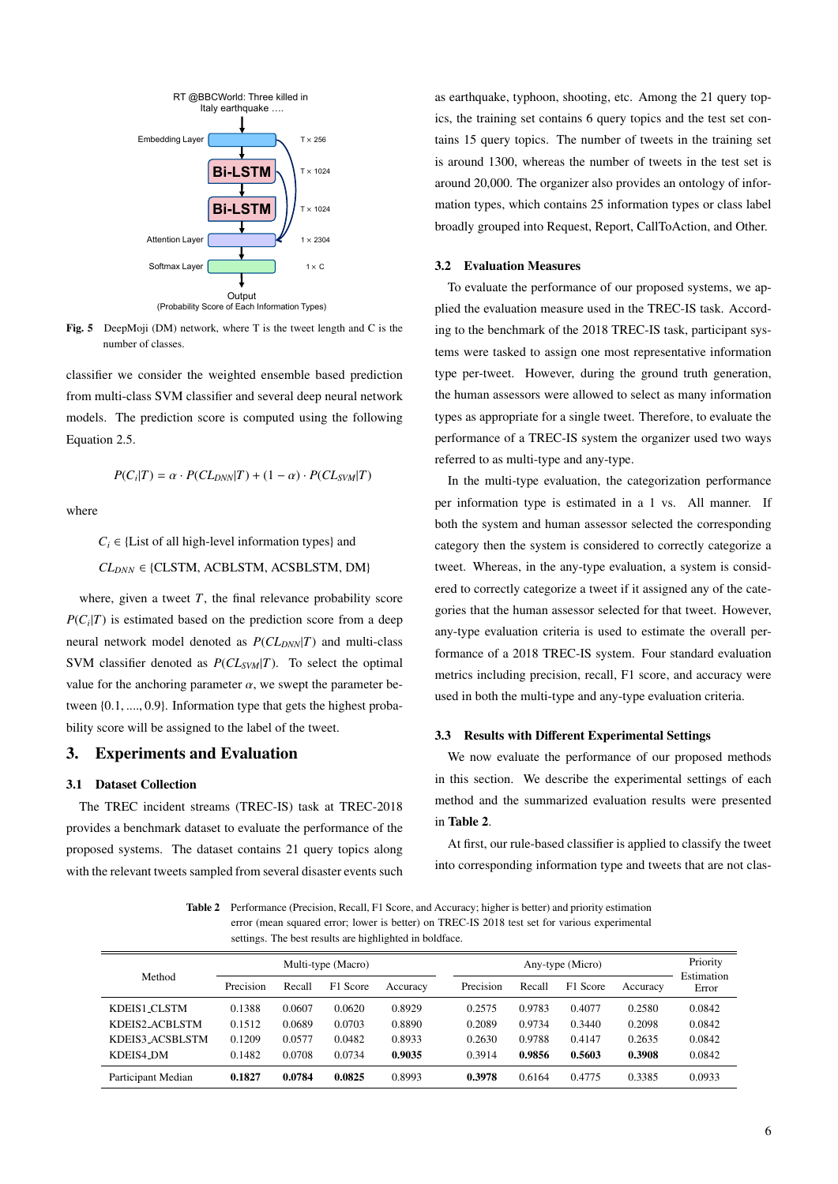RT @BBCWorld: Three killed in Italy earthquake ….

Fig. 5 DeepMoji (DM) network, where T is the tweet length and C is the number of classes.

classifier we consider the weighted ensemble based prediction from multi-class SVM classifier and several deep neural network models. The prediction score is computed using the following Equation 2.5.

$$P(C_i|T) = \alpha \cdot P(CL_{DNN}|T) + (1 - \alpha) \cdot P(CL_{SVM}|T)$$

where

$C_i \in$ {List of all high-level information types} and

$CL_{DNN} \in$ {CLSTM, ACBLSTM, ACSBLSTM, DM}

where, given a tweet $T$, the final relevance probability score $P(C_i|T)$ is estimated based on the prediction score from a deep neural network model denoted as $P(CL_{DNN}|T)$ and multi-class SVM classifier denoted as $P(CL_{SVM}|T)$. To select the optimal value for the anchoring parameter $\alpha$, we swept the parameter between $\{0.1, ...., 0.9\}$. Information type that gets the highest probability score will be assigned to the label of the tweet.

## 3. Experiments and Evaluation

### 3.1 Dataset Collection

The TREC incident streams (TREC-IS) task at TREC-2018 provides a benchmark dataset to evaluate the performance of the proposed systems. The dataset contains 21 query topics along with the relevant tweets sampled from several disaster events such as earthquake, typhoon, shooting, etc. Among the 21 query topics, the training set contains 6 query topics and the test set contains 15 query topics. The number of tweets in the training set is around 1300, whereas the number of tweets in the test set is around 20,000. The organizer also provides an ontology of information types, which contains 25 information types or class label broadly grouped into Request, Report, CallToAction, and Other.

### 3.2 Evaluation Measures

To evaluate the performance of our proposed systems, we applied the evaluation measure used in the TREC-IS task. According to the benchmark of the 2018 TREC-IS task, participant systems were tasked to assign one most representative information type per-tweet. However, during the ground truth generation, the human assessors were allowed to select as many information types as appropriate for a single tweet. Therefore, to evaluate the performance of a TREC-IS system the organizer used two ways referred to as multi-type and any-type.

In the multi-type evaluation, the categorization performance per information type is estimated in a 1 vs. All manner. If both the system and human assessor selected the corresponding category then the system is considered to correctly categorize a tweet. Whereas, in the any-type evaluation, a system is considered to correctly categorize a tweet if it assigned any of the categories that the human assessor selected for that tweet. However, any-type evaluation criteria is used to estimate the overall performance of a 2018 TREC-IS system. Four standard evaluation metrics including precision, recall, F1 score, and accuracy were used in both the multi-type and any-type evaluation criteria.

### 3.3 Results with Different Experimental Settings

We now evaluate the performance of our proposed methods in this section. We describe the experimental settings of each method and the summarized evaluation results were presented in **Table 2**.

At first, our rule-based classifier is applied to classify the tweet into corresponding information type and tweets that are not clas-

**Table 2** Performance (Precision, Recall, F1 Score, and Accuracy; higher is better) and priority estimation error (mean squared error; lower is better) on TREC-IS 2018 test set for various experimental settings. The best results are highlighted in boldface.

| Method | Multi-type (Macro) | | | | Any-type (Micro) | | | | Priority Estimation Error |
|---|---|---|---|---|---|---|---|---|---|
| | Precision | Recall | F1 Score | Accuracy | Precision | Recall | F1 Score | Accuracy | |
| KDEIS1_CLSTM | 0.1388 | 0.0607 | 0.0620 | 0.8929 | 0.2575 | 0.9783 | 0.4077 | 0.2580 | 0.0842 |
| KDEIS2_ACBLSTM | 0.1512 | 0.0689 | 0.0703 | 0.8890 | 0.2089 | 0.9734 | 0.3440 | 0.2098 | 0.0842 |
| KDEIS3_ACSBLSTM | 0.1209 | 0.0577 | 0.0482 | 0.8933 | 0.2630 | 0.9788 | 0.4147 | 0.2635 | 0.0842 |
| KDEIS4_DM | 0.1482 | 0.0708 | 0.0734 | **0.9035** | 0.3914 | **0.9856** | **0.5603** | **0.3908** | 0.0842 |
| Participant Median | **0.1827** | **0.0784** | **0.0825** | 0.8993 | **0.3978** | 0.6164 | 0.4775 | 0.3385 | 0.0933 |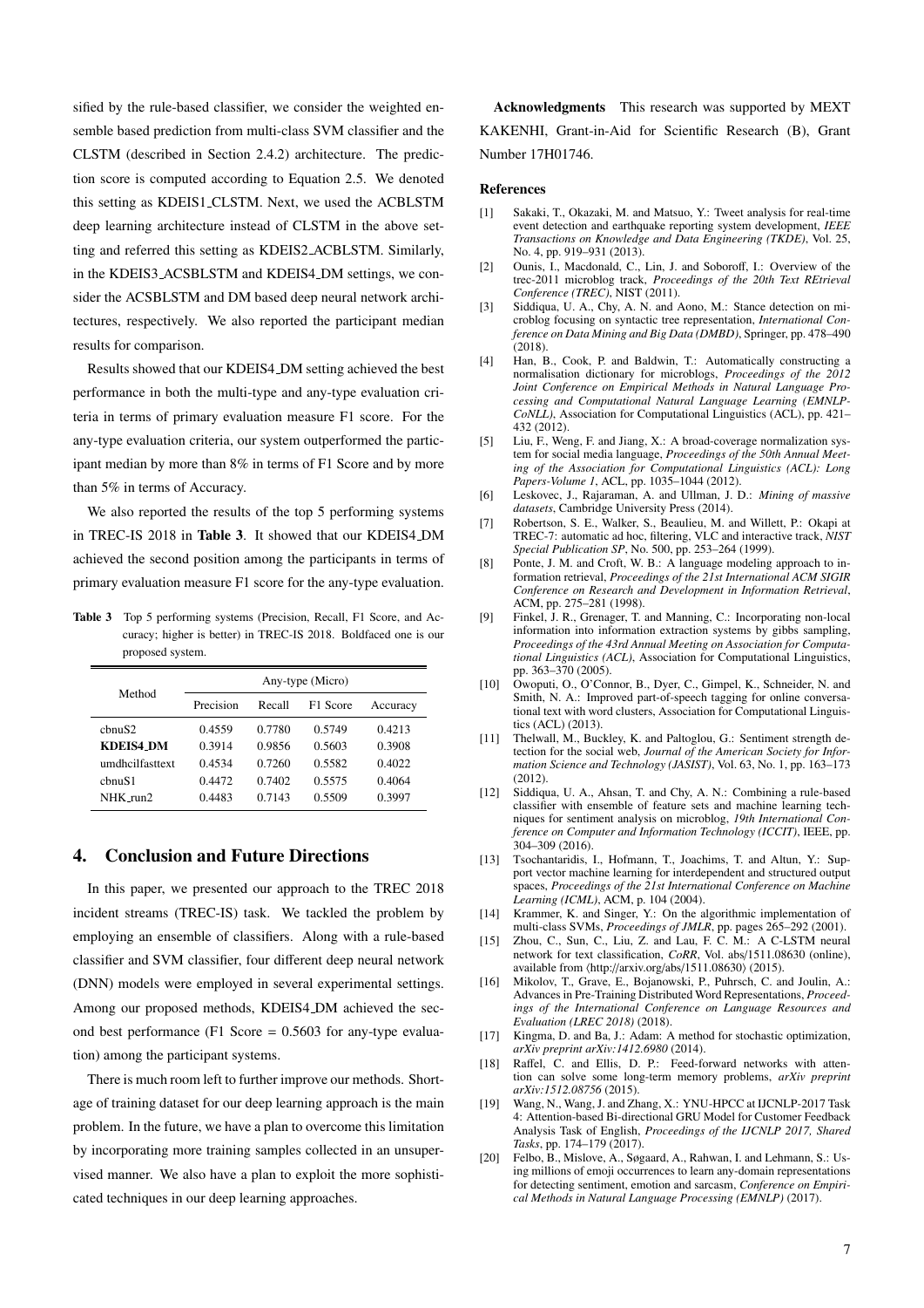sified by the rule-based classifier, we consider the weighted ensemble based prediction from multi-class SVM classifier and the CLSTM (described in Section 2.4.2) architecture. The prediction score is computed according to Equation 2.5. We denoted this setting as KDEIS1_CLSTM. Next, we used the ACBLSTM deep learning architecture instead of CLSTM in the above setting and referred this setting as KDEIS2_ACBLSTM. Similarly, in the KDEIS3_ACSBLSTM and KDEIS4_DM settings, we consider the ACSBLSTM and DM based deep neural network architectures, respectively. We also reported the participant median results for comparison.

Results showed that our KDEIS4_DM setting achieved the best performance in both the multi-type and any-type evaluation criteria in terms of primary evaluation measure F1 score. For the any-type evaluation criteria, our system outperformed the participant median by more than 8% in terms of F1 Score and by more than 5% in terms of Accuracy.

We also reported the results of the top 5 performing systems in TREC-IS 2018 in **Table 3**. It showed that our KDEIS4_DM achieved the second position among the participants in terms of primary evaluation measure F1 score for the any-type evaluation.

**Table 3** Top 5 performing systems (Precision, Recall, F1 Score, and Accuracy; higher is better) in TREC-IS 2018. Boldfaced one is our proposed system.

| Method | Any-type (Micro) | | | |
|---|---|---|---|---|
| | Precision | Recall | F1 Score | Accuracy |
| cbnuS2 | 0.4559 | 0.7780 | 0.5749 | 0.4213 |
| **KDEIS4_DM** | 0.3914 | 0.9856 | 0.5603 | 0.3908 |
| umdhcilfasttext | 0.4534 | 0.7260 | 0.5582 | 0.4022 |
| cbnuS1 | 0.4472 | 0.7402 | 0.5575 | 0.4064 |
| NHK_run2 | 0.4483 | 0.7143 | 0.5509 | 0.3997 |

## 4. Conclusion and Future Directions

In this paper, we presented our approach to the TREC 2018 incident streams (TREC-IS) task. We tackled the problem by employing an ensemble of classifiers. Along with a rule-based classifier and SVM classifier, four different deep neural network (DNN) models were employed in several experimental settings. Among our proposed methods, KDEIS4_DM achieved the second best performance (F1 Score = 0.5603 for any-type evaluation) among the participant systems.

There is much room left to further improve our methods. Shortage of training dataset for our deep learning approach is the main problem. In the future, we have a plan to overcome this limitation by incorporating more training samples collected in an unsupervised manner. We also have a plan to exploit the more sophisticated techniques in our deep learning approaches.

**Acknowledgments** This research was supported by MEXT KAKENHI, Grant-in-Aid for Scientific Research (B), Grant Number 17H01746.

### References

[1] Sakaki, T., Okazaki, M. and Matsuo, Y.: Tweet analysis for real-time event detection and earthquake reporting system development, *IEEE Transactions on Knowledge and Data Engineering (TKDE)*, Vol. 25, No. 4, pp. 919–931 (2013).

[2] Ounis, I., Macdonald, C., Lin, J. and Soboroff, I.: Overview of the trec-2011 microblog track, *Proceedings of the 20th Text REtrieval Conference (TREC)*, NIST (2011).

[3] Siddiqua, U. A., Chy, A. N. and Aono, M.: Stance detection on microblog focusing on syntactic tree representation, *International Conference on Data Mining and Big Data (DMBD)*, Springer, pp. 478–490 (2018).

[4] Han, B., Cook, P. and Baldwin, T.: Automatically constructing a normalisation dictionary for microblogs, *Proceedings of the 2012 Joint Conference on Empirical Methods in Natural Language Processing and Computational Natural Language Learning (EMNLP-CoNLL)*, Association for Computational Linguistics (ACL), pp. 421–432 (2012).

[5] Liu, F., Weng, F. and Jiang, X.: A broad-coverage normalization system for social media language, *Proceedings of the 50th Annual Meeting of the Association for Computational Linguistics (ACL): Long Papers-Volume 1*, ACL, pp. 1035–1044 (2012).

[6] Leskovec, J., Rajaraman, A. and Ullman, J. D.: *Mining of massive datasets*, Cambridge University Press (2014).

[7] Robertson, S. E., Walker, S., Beaulieu, M. and Willett, P.: Okapi at TREC-7: automatic ad hoc, filtering, VLC and interactive track, *NIST Special Publication SP*, No. 500, pp. 253–264 (1999).

[8] Ponte, J. M. and Croft, W. B.: A language modeling approach to information retrieval, *Proceedings of the 21st International ACM SIGIR Conference on Research and Development in Information Retrieval*, ACM, pp. 275–281 (1998).

[9] Finkel, J. R., Grenager, T. and Manning, C.: Incorporating non-local information into information extraction systems by gibbs sampling, *Proceedings of the 43rd Annual Meeting on Association for Computational Linguistics (ACL)*, Association for Computational Linguistics, pp. 363–370 (2005).

[10] Owoputi, O., O'Connor, B., Dyer, C., Gimpel, K., Schneider, N. and Smith, N. A.: Improved part-of-speech tagging for online conversational text with word clusters, Association for Computational Linguistics (ACL) (2013).

[11] Thelwall, M., Buckley, K. and Paltoglou, G.: Sentiment strength detection for the social web, *Journal of the American Society for Information Science and Technology (JASIST)*, Vol. 63, No. 1, pp. 163–173 (2012).

[12] Siddiqua, U. A., Ahsan, T. and Chy, A. N.: Combining a rule-based classifier with ensemble of feature sets and machine learning techniques for sentiment analysis on microblog, *19th International Conference on Computer and Information Technology (ICCIT)*, IEEE, pp. 304–309 (2016).

[13] Tsochantaridis, I., Hofmann, T., Joachims, T. and Altun, Y.: Support vector machine learning for interdependent and structured output spaces, *Proceedings of the 21st International Conference on Machine Learning (ICML)*, ACM, p. 104 (2004).

[14] Krammer, K. and Singer, Y.: On the algorithmic implementation of multi-class SVMs, *Proceedings of JMLR*, pp. pages 265–292 (2001).

[15] Zhou, C., Sun, C., Liu, Z. and Lau, F. C. M.: A C-LSTM neural network for text classification, *CoRR*, Vol. abs/1511.08630 (online), available from ⟨http://arxiv.org/abs/1511.08630⟩ (2015).

[16] Mikolov, T., Grave, E., Bojanowski, P., Puhrsch, C. and Joulin, A.: Advances in Pre-Training Distributed Word Representations, *Proceedings of the International Conference on Language Resources and Evaluation (LREC 2018)* (2018).

[17] Kingma, D. and Ba, J.: Adam: A method for stochastic optimization, *arXiv preprint arXiv:1412.6980* (2014).

[18] Raffel, C. and Ellis, D. P.: Feed-forward networks with attention can solve some long-term memory problems, *arXiv preprint arXiv:1512.08756* (2015).

[19] Wang, N., Wang, J. and Zhang, X.: YNU-HPCC at IJCNLP-2017 Task 4: Attention-based Bi-directional GRU Model for Customer Feedback Analysis Task of English, *Proceedings of the IJCNLP 2017, Shared Tasks*, pp. 174–179 (2017).

[20] Felbo, B., Mislove, A., Søgaard, A., Rahwan, I. and Lehmann, S.: Using millions of emoji occurrences to learn any-domain representations for detecting sentiment, emotion and sarcasm, *Conference on Empirical Methods in Natural Language Processing (EMNLP)* (2017).